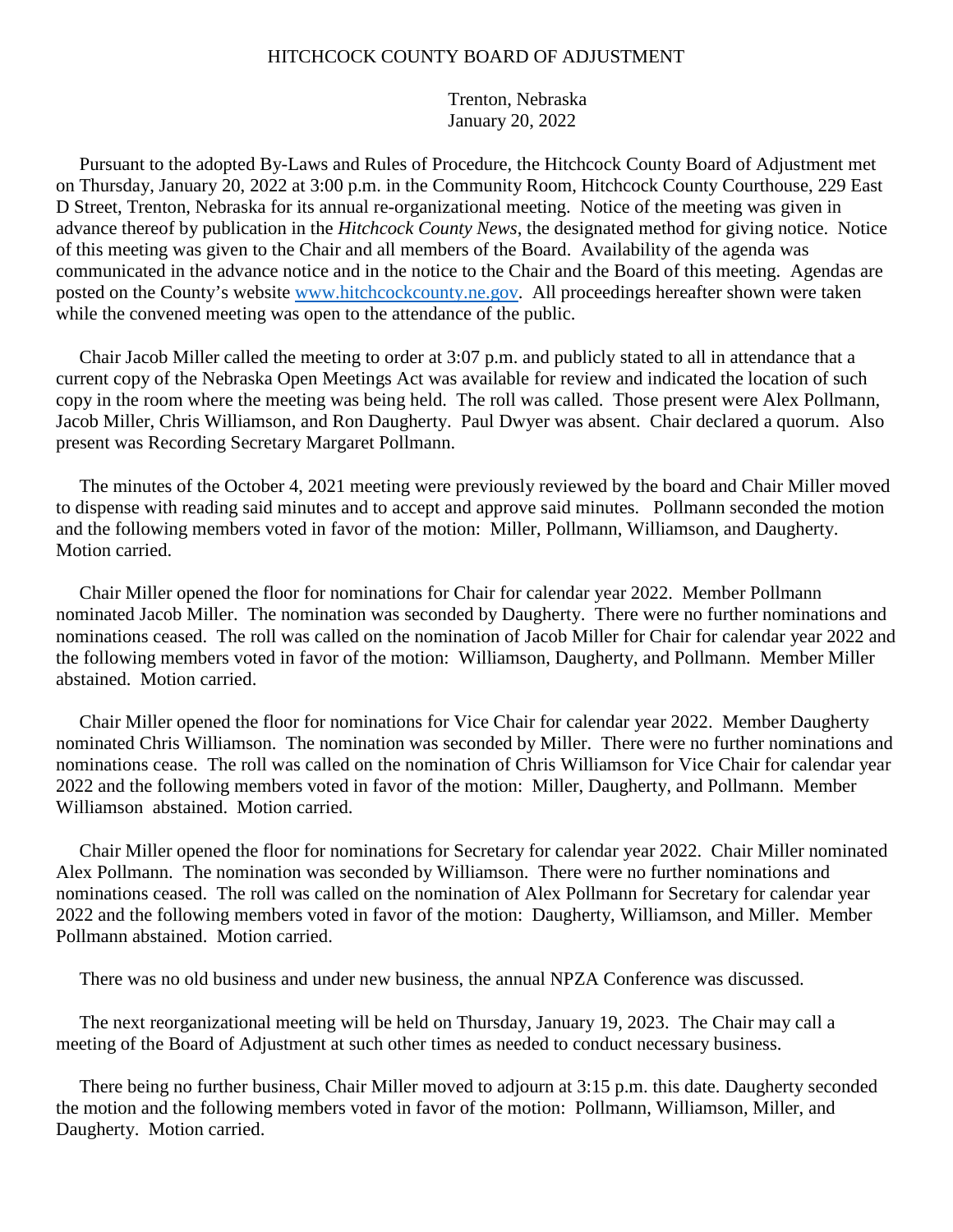# HITCHCOCK COUNTY BOARD OF ADJUSTMENT

Trenton, Nebraska
January 20, 2022

Pursuant to the adopted By-Laws and Rules of Procedure, the Hitchcock County Board of Adjustment met on Thursday, January 20, 2022 at 3:00 p.m. in the Community Room, Hitchcock County Courthouse, 229 East D Street, Trenton, Nebraska for its annual re-organizational meeting. Notice of the meeting was given in advance thereof by publication in the *Hitchcock County News*, the designated method for giving notice. Notice of this meeting was given to the Chair and all members of the Board. Availability of the agenda was communicated in the advance notice and in the notice to the Chair and the Board of this meeting. Agendas are posted on the County's website [www.hitchcockcounty.ne.gov](http://www.hitchcockcounty.ne.gov). All proceedings hereafter shown were taken while the convened meeting was open to the attendance of the public.

Chair Jacob Miller called the meeting to order at 3:07 p.m. and publicly stated to all in attendance that a current copy of the Nebraska Open Meetings Act was available for review and indicated the location of such copy in the room where the meeting was being held. The roll was called. Those present were Alex Pollmann, Jacob Miller, Chris Williamson, and Ron Daugherty. Paul Dwyer was absent. Chair declared a quorum. Also present was Recording Secretary Margaret Pollmann.

The minutes of the October 4, 2021 meeting were previously reviewed by the board and Chair Miller moved to dispense with reading said minutes and to accept and approve said minutes. Pollmann seconded the motion and the following members voted in favor of the motion: Miller, Pollmann, Williamson, and Daugherty. Motion carried.

Chair Miller opened the floor for nominations for Chair for calendar year 2022. Member Pollmann nominated Jacob Miller. The nomination was seconded by Daugherty. There were no further nominations and nominations ceased. The roll was called on the nomination of Jacob Miller for Chair for calendar year 2022 and the following members voted in favor of the motion: Williamson, Daugherty, and Pollmann. Member Miller abstained. Motion carried.

Chair Miller opened the floor for nominations for Vice Chair for calendar year 2022. Member Daugherty nominated Chris Williamson. The nomination was seconded by Miller. There were no further nominations and nominations cease. The roll was called on the nomination of Chris Williamson for Vice Chair for calendar year 2022 and the following members voted in favor of the motion: Miller, Daugherty, and Pollmann. Member Williamson abstained. Motion carried.

Chair Miller opened the floor for nominations for Secretary for calendar year 2022. Chair Miller nominated Alex Pollmann. The nomination was seconded by Williamson. There were no further nominations and nominations ceased. The roll was called on the nomination of Alex Pollmann for Secretary for calendar year 2022 and the following members voted in favor of the motion: Daugherty, Williamson, and Miller. Member Pollmann abstained. Motion carried.

There was no old business and under new business, the annual NPZA Conference was discussed.

The next reorganizational meeting will be held on Thursday, January 19, 2023. The Chair may call a meeting of the Board of Adjustment at such other times as needed to conduct necessary business.

There being no further business, Chair Miller moved to adjourn at 3:15 p.m. this date. Daugherty seconded the motion and the following members voted in favor of the motion: Pollmann, Williamson, Miller, and Daugherty. Motion carried.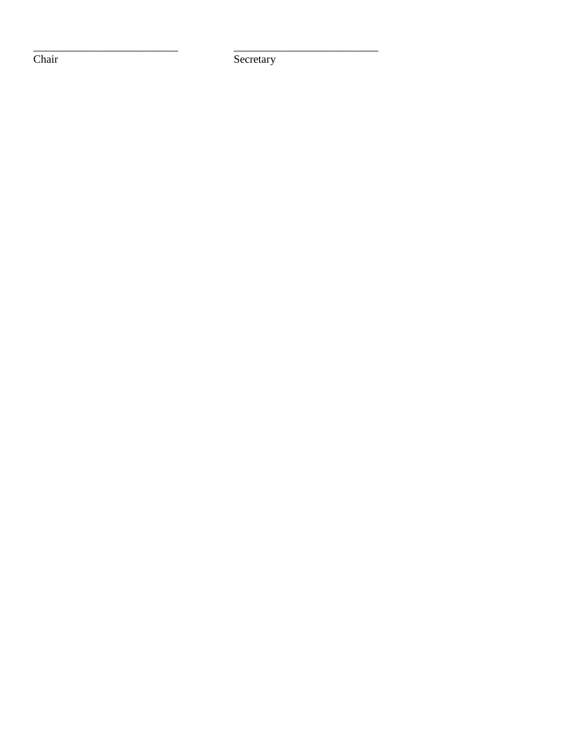___________________________ ___________________________

Chair Secretary